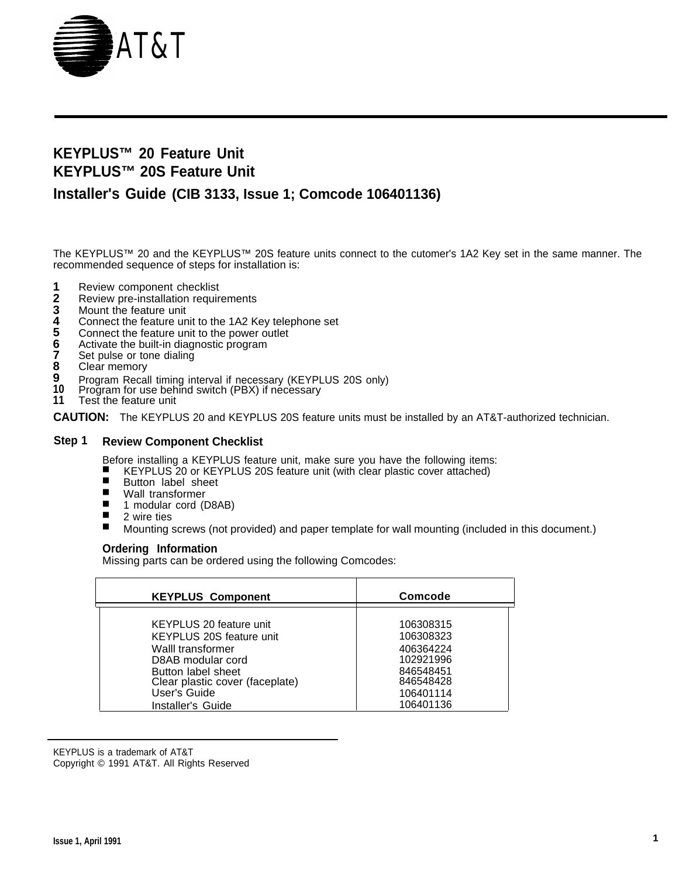AT&T

# KEYPLUS™ 20 Feature Unit
# KEYPLUS™ 20S Feature Unit
## Installer's Guide (CIB 3133, Issue 1; Comcode 106401136)

The KEYPLUS™ 20 and the KEYPLUS™ 20S feature units connect to the cutomer's 1A2 Key set in the same manner. The recommended sequence of steps for installation is:

1. Review component checklist
2. Review pre-installation requirements
3. Mount the feature unit
4. Connect the feature unit to the 1A2 Key telephone set
5. Connect the feature unit to the power outlet
6. Activate the built-in diagnostic program
7. Set pulse or tone dialing
8. Clear memory
9. Program Recall timing interval if necessary (KEYPLUS 20S only)
10. Program for use behind switch (PBX) if necessary
11. Test the feature unit

**CAUTION:** The KEYPLUS 20 and KEYPLUS 20S feature units must be installed by an AT&T-authorized technician.

### Step 1 Review Component Checklist

Before installing a KEYPLUS feature unit, make sure you have the following items:

- KEYPLUS 20 or KEYPLUS 20S feature unit (with clear plastic cover attached)
- Button label sheet
- Wall transformer
- 1 modular cord (D8AB)
- 2 wire ties
- Mounting screws (not provided) and paper template for wall mounting (included in this document.)

**Ordering Information**
Missing parts can be ordered using the following Comcodes:

| KEYPLUS Component | Comcode |
|---|---|
| KEYPLUS 20 feature unit | 106308315 |
| KEYPLUS 20S feature unit | 106308323 |
| Walll transformer | 406364224 |
| D8AB modular cord | 102921996 |
| Button label sheet | 846548451 |
| Clear plastic cover (faceplate) | 846548428 |
| User's Guide | 106401114 |
| Installer's Guide | 106401136 |

KEYPLUS is a trademark of AT&T
Copyright © 1991 AT&T. All Rights Reserved

Issue 1, April 1991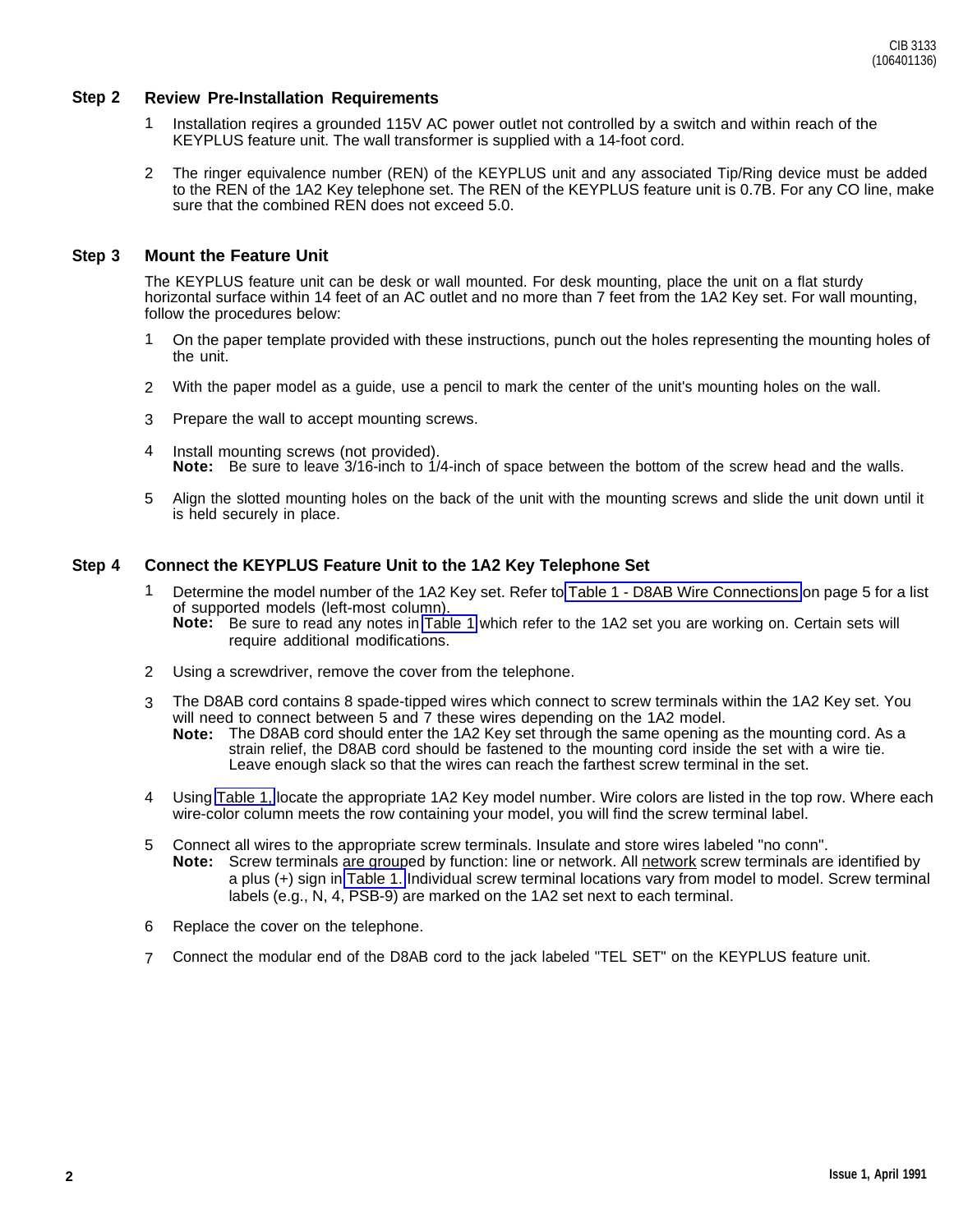## Step 2 Review Pre-Installation Requirements

1. Installation reqires a grounded 115V AC power outlet not controlled by a switch and within reach of the KEYPLUS feature unit. The wall transformer is supplied with a 14-foot cord.

2. The ringer equivalence number (REN) of the KEYPLUS unit and any associated Tip/Ring device must be added to the REN of the 1A2 Key telephone set. The REN of the KEYPLUS feature unit is 0.7B. For any CO line, make sure that the combined REN does not exceed 5.0.

## Step 3 Mount the Feature Unit

The KEYPLUS feature unit can be desk or wall mounted. For desk mounting, place the unit on a flat sturdy horizontal surface within 14 feet of an AC outlet and no more than 7 feet from the 1A2 Key set. For wall mounting, follow the procedures below:

1. On the paper template provided with these instructions, punch out the holes representing the mounting holes of the unit.

2. With the paper model as a guide, use a pencil to mark the center of the unit's mounting holes on the wall.

3. Prepare the wall to accept mounting screws.

4. Install mounting screws (not provided).
   **Note:** Be sure to leave 3/16-inch to 1/4-inch of space between the bottom of the screw head and the walls.

5. Align the slotted mounting holes on the back of the unit with the mounting screws and slide the unit down until it is held securely in place.

## Step 4 Connect the KEYPLUS Feature Unit to the 1A2 Key Telephone Set

1. Determine the model number of the 1A2 Key set. Refer to Table 1 - D8AB Wire Connections on page 5 for a list of supported models (left-most column).
   **Note:** Be sure to read any notes in Table 1 which refer to the 1A2 set you are working on. Certain sets will require additional modifications.

2. Using a screwdriver, remove the cover from the telephone.

3. The D8AB cord contains 8 spade-tipped wires which connect to screw terminals within the 1A2 Key set. You will need to connect between 5 and 7 these wires depending on the 1A2 model.
   **Note:** The D8AB cord should enter the 1A2 Key set through the same opening as the mounting cord. As a strain relief, the D8AB cord should be fastened to the mounting cord inside the set with a wire tie. Leave enough slack so that the wires can reach the farthest screw terminal in the set.

4. Using Table 1, locate the appropriate 1A2 Key model number. Wire colors are listed in the top row. Where each wire-color column meets the row containing your model, you will find the screw terminal label.

5. Connect all wires to the appropriate screw terminals. Insulate and store wires labeled "no conn".
   **Note:** Screw terminals are grouped by function: line or network. All network screw terminals are identified by a plus (+) sign in Table 1. Individual screw terminal locations vary from model to model. Screw terminal labels (e.g., N, 4, PSB-9) are marked on the 1A2 set next to each terminal.

6. Replace the cover on the telephone.

7. Connect the modular end of the D8AB cord to the jack labeled "TEL SET" on the KEYPLUS feature unit.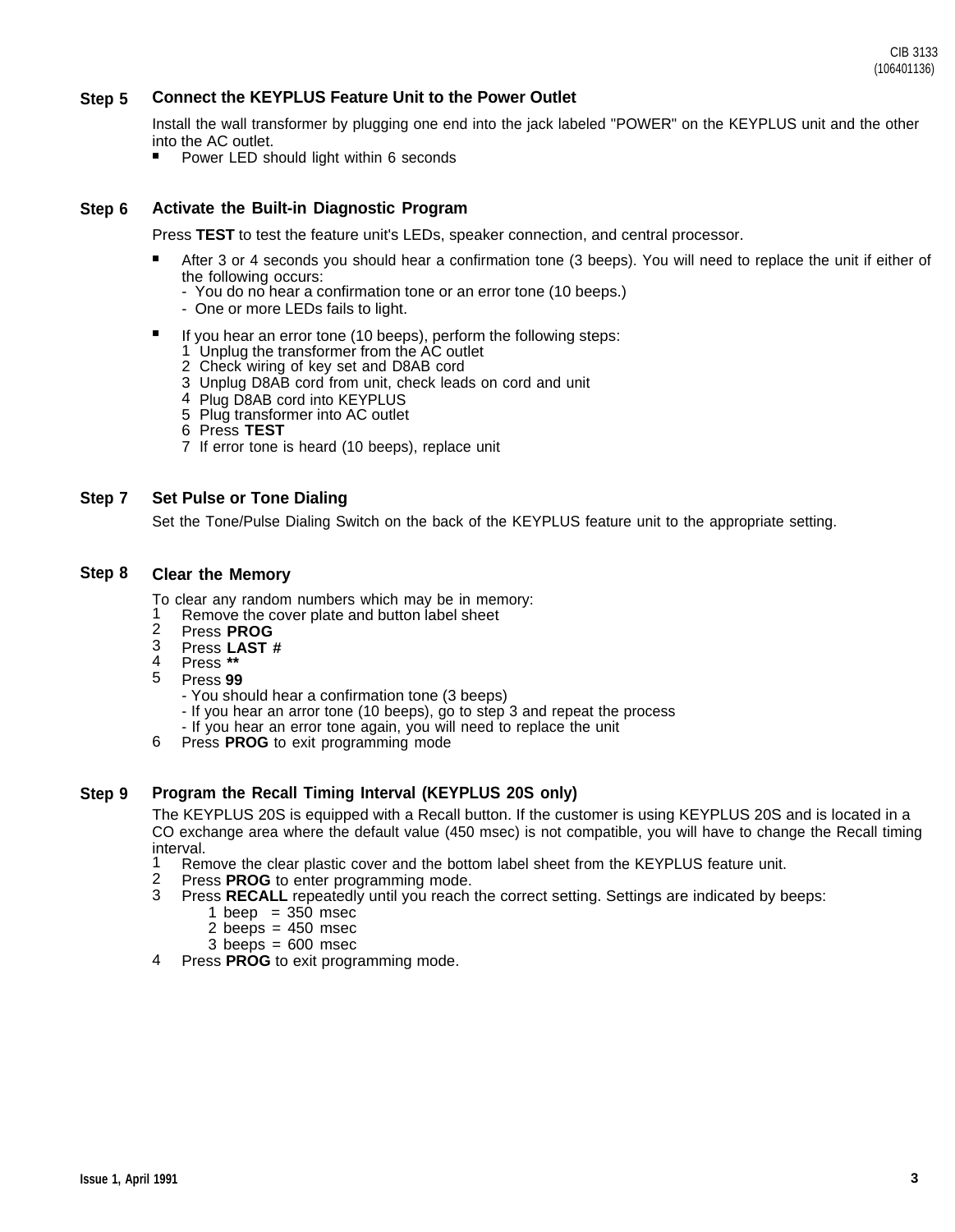## Step 5 Connect the KEYPLUS Feature Unit to the Power Outlet

Install the wall transformer by plugging one end into the jack labeled "POWER" on the KEYPLUS unit and the other into the AC outlet.

- Power LED should light within 6 seconds

## Step 6 Activate the Built-in Diagnostic Program

Press **TEST** to test the feature unit's LEDs, speaker connection, and central processor.

- After 3 or 4 seconds you should hear a confirmation tone (3 beeps). You will need to replace the unit if either of the following occurs:
  - You do no hear a confirmation tone or an error tone (10 beeps.)
  - One or more LEDs fails to light.
- If you hear an error tone (10 beeps), perform the following steps:
  1. Unplug the transformer from the AC outlet
  2. Check wiring of key set and D8AB cord
  3. Unplug D8AB cord from unit, check leads on cord and unit
  4. Plug D8AB cord into KEYPLUS
  5. Plug transformer into AC outlet
  6. Press **TEST**
  7. If error tone is heard (10 beeps), replace unit

## Step 7 Set Pulse or Tone Dialing

Set the Tone/Pulse Dialing Switch on the back of the KEYPLUS feature unit to the appropriate setting.

## Step 8 Clear the Memory

To clear any random numbers which may be in memory:

1. Remove the cover plate and button label sheet
2. Press **PROG**
3. Press **LAST #**
4. Press **\*\***
5. Press **99**
   - You should hear a confirmation tone (3 beeps)
   - If you hear an arror tone (10 beeps), go to step 3 and repeat the process
   - If you hear an error tone again, you will need to replace the unit
6. Press **PROG** to exit programming mode

## Step 9 Program the Recall Timing Interval (KEYPLUS 20S only)

The KEYPLUS 20S is equipped with a Recall button. If the customer is using KEYPLUS 20S and is located in a CO exchange area where the default value (450 msec) is not compatible, you will have to change the Recall timing interval.

1. Remove the clear plastic cover and the bottom label sheet from the KEYPLUS feature unit.
2. Press **PROG** to enter programming mode.
3. Press **RECALL** repeatedly until you reach the correct setting. Settings are indicated by beeps:
   - 1 beep = 350 msec
   - 2 beeps = 450 msec
   - 3 beeps = 600 msec
4. Press **PROG** to exit programming mode.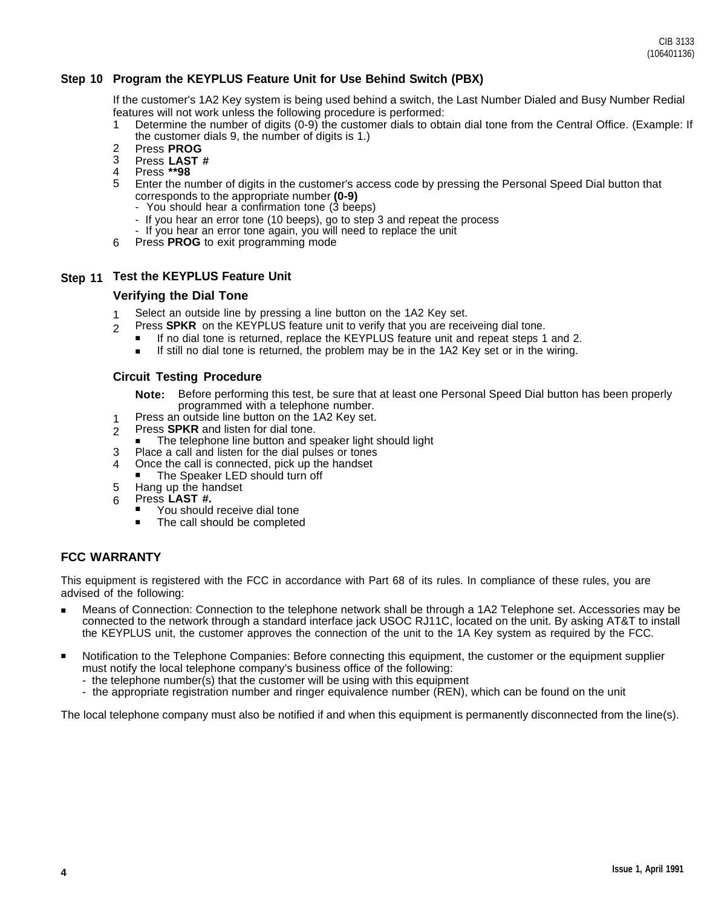### Step 10 Program the KEYPLUS Feature Unit for Use Behind Switch (PBX)

If the customer's 1A2 Key system is being used behind a switch, the Last Number Dialed and Busy Number Redial features will not work unless the following procedure is performed:

1. Determine the number of digits (0-9) the customer dials to obtain dial tone from the Central Office. (Example: If the customer dials 9, the number of digits is 1.)
2. Press **PROG**
3. Press **LAST #**
4. Press **\*\*98**
5. Enter the number of digits in the customer's access code by pressing the Personal Speed Dial button that corresponds to the appropriate number **(0-9)**
   - You should hear a confirmation tone (3 beeps)
   - If you hear an error tone (10 beeps), go to step 3 and repeat the process
   - If you hear an error tone again, you will need to replace the unit
6. Press **PROG** to exit programming mode

### Step 11 Test the KEYPLUS Feature Unit

#### Verifying the Dial Tone

1. Select an outside line by pressing a line button on the 1A2 Key set.
2. Press **SPKR** on the KEYPLUS feature unit to verify that you are receiveing dial tone.
   - If no dial tone is returned, replace the KEYPLUS feature unit and repeat steps 1 and 2.
   - If still no dial tone is returned, the problem may be in the 1A2 Key set or in the wiring.

#### Circuit Testing Procedure

**Note:** Before performing this test, be sure that at least one Personal Speed Dial button has been properly programmed with a telephone number.

1. Press an outside line button on the 1A2 Key set.
2. Press **SPKR** and listen for dial tone.
   - The telephone line button and speaker light should light
3. Place a call and listen for the dial pulses or tones
4. Once the call is connected, pick up the handset
   - The Speaker LED should turn off
5. Hang up the handset
6. Press **LAST #.**
   - You should receive dial tone
   - The call should be completed

## FCC WARRANTY

This equipment is registered with the FCC in accordance with Part 68 of its rules. In compliance of these rules, you are advised of the following:

- Means of Connection: Connection to the telephone network shall be through a 1A2 Telephone set. Accessories may be connected to the network through a standard interface jack USOC RJ11C, located on the unit. By asking AT&T to install the KEYPLUS unit, the customer approves the connection of the unit to the 1A Key system as required by the FCC.

- Notification to the Telephone Companies: Before connecting this equipment, the customer or the equipment supplier must notify the local telephone company's business office of the following:
  - the telephone number(s) that the customer will be using with this equipment
  - the appropriate registration number and ringer equivalence number (REN), which can be found on the unit

The local telephone company must also be notified if and when this equipment is permanently disconnected from the line(s).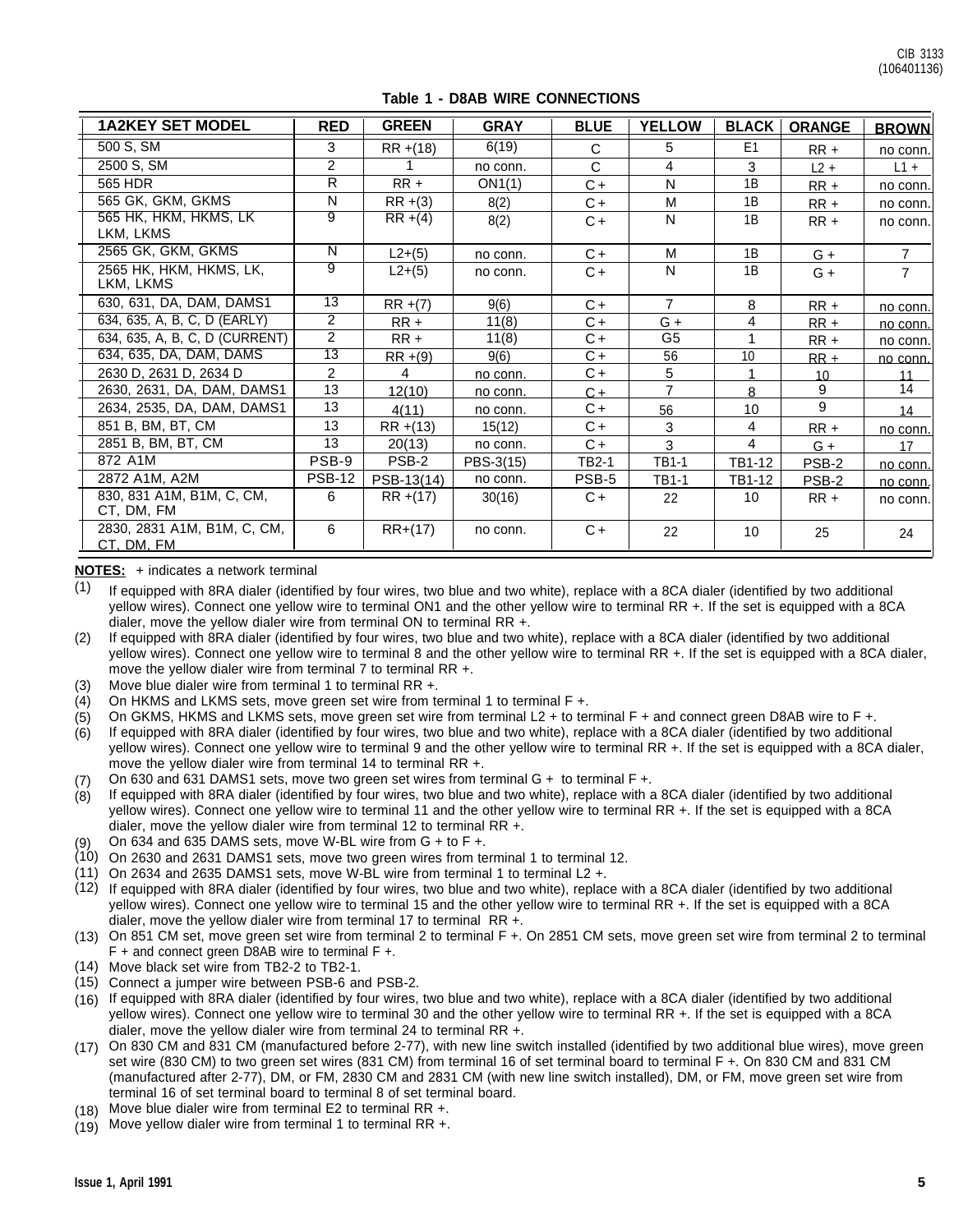**Table 1 - D8AB WIRE CONNECTIONS**

| 1A2KEY SET MODEL | RED | GREEN | GRAY | BLUE | YELLOW | BLACK | ORANGE | BROWN |
|---|---|---|---|---|---|---|---|---|
| 500 S, SM | 3 | RR +(18) | 6(19) | C | 5 | E1 | RR + | no conn. |
| 2500 S, SM | 2 | 1 | no conn. | C | 4 | 3 | L2 + | L1 + |
| 565 HDR | R | RR + | ON1(1) | C + | N | 1B | RR + | no conn. |
| 565 GK, GKM, GKMS | N | RR +(3) | 8(2) | C + | M | 1B | RR + | no conn. |
| 565 HK, HKM, HKMS, LK LKM, LKMS | 9 | RR +(4) | 8(2) | C + | N | 1B | RR + | no conn. |
| 2565 GK, GKM, GKMS | N | L2+(5) | no conn. | C + | M | 1B | G + | 7 |
| 2565 HK, HKM, HKMS, LK, LKM, LKMS | 9 | L2+(5) | no conn. | C + | N | 1B | G + | 7 |
| 630, 631, DA, DAM, DAMS1 | 13 | RR +(7) | 9(6) | C + | 7 | 8 | RR + | no conn. |
| 634, 635, A, B, C, D (EARLY) | 2 | RR + | 11(8) | C + | G + | 4 | RR + | no conn. |
| 634, 635, A, B, C, D (CURRENT) | 2 | RR + | 11(8) | C + | G5 | 1 | RR + | no conn. |
| 634, 635, DA, DAM, DAMS | 13 | RR +(9) | 9(6) | C + | 56 | 10 | RR + | no conn. |
| 2630 D, 2631 D, 2634 D | 2 | 4 | no conn. | C + | 5 | 1 | 10 | 11 |
| 2630, 2631, DA, DAM, DAMS1 | 13 | 12(10) | no conn. | C + | 7 | 8 | 9 | 14 |
| 2634, 2535, DA, DAM, DAMS1 | 13 | 4(11) | no conn. | C + | 56 | 10 | 9 | 14 |
| 851 B, BM, BT, CM | 13 | RR +(13) | 15(12) | C + | 3 | 4 | RR + | no conn. |
| 2851 B, BM, BT, CM | 13 | 20(13) | no conn. | C + | 3 | 4 | G + | 17 |
| 872 A1M | PSB-9 | PSB-2 | PBS-3(15) | TB2-1 | TB1-1 | TB1-12 | PSB-2 | no conn. |
| 2872 A1M, A2M | PSB-12 | PSB-13(14) | no conn. | PSB-5 | TB1-1 | TB1-12 | PSB-2 | no conn. |
| 830, 831 A1M, B1M, C, CM, CT, DM, FM | 6 | RR +(17) | 30(16) | C + | 22 | 10 | RR + | no conn. |
| 2830, 2831 A1M, B1M, C, CM, CT, DM, FM | 6 | RR+(17) | no conn. | C + | 22 | 10 | 25 | 24 |

**NOTES:** + indicates a network terminal

(1) If equipped with 8RA dialer (identified by four wires, two blue and two white), replace with a 8CA dialer (identified by two additional yellow wires). Connect one yellow wire to terminal ON1 and the other yellow wire to terminal RR +. If the set is equipped with a 8CA dialer, move the yellow dialer wire from terminal ON to terminal RR +.

(2) If equipped with 8RA dialer (identified by four wires, two blue and two white), replace with a 8CA dialer (identified by two additional yellow wires). Connect one yellow wire to terminal 8 and the other yellow wire to terminal RR +. If the set is equipped with a 8CA dialer, move the yellow dialer wire from terminal 7 to terminal RR +.

(3) Move blue dialer wire from terminal 1 to terminal RR +.

(4) On HKMS and LKMS sets, move green set wire from terminal 1 to terminal F +.

(5) On GKMS, HKMS and LKMS sets, move green set wire from terminal L2 + to terminal F + and connect green D8AB wire to F +.

(6) If equipped with 8RA dialer (identified by four wires, two blue and two white), replace with a 8CA dialer (identified by two additional yellow wires). Connect one yellow wire to terminal 9 and the other yellow wire to terminal RR +. If the set is equipped with a 8CA dialer, move the yellow dialer wire from terminal 14 to terminal RR +.

(7) On 630 and 631 DAMS1 sets, move two green set wires from terminal G + to terminal F +.

(8) If equipped with 8RA dialer (identified by four wires, two blue and two white), replace with a 8CA dialer (identified by two additional yellow wires). Connect one yellow wire to terminal 11 and the other yellow wire to terminal RR +. If the set is equipped with a 8CA dialer, move the yellow dialer wire from terminal 12 to terminal RR +.

(9) On 634 and 635 DAMS sets, move W-BL wire from G + to F +.

(10) On 2630 and 2631 DAMS1 sets, move two green wires from terminal 1 to terminal 12.

(11) On 2634 and 2635 DAMS1 sets, move W-BL wire from terminal 1 to terminal L2 +.

(12) If equipped with 8RA dialer (identified by four wires, two blue and two white), replace with a 8CA dialer (identified by two additional yellow wires). Connect one yellow wire to terminal 15 and the other yellow wire to terminal RR +. If the set is equipped with a 8CA dialer, move the yellow dialer wire from terminal 17 to terminal RR +.

(13) On 851 CM set, move green set wire from terminal 2 to terminal F +. On 2851 CM sets, move green set wire from terminal 2 to terminal F + and connect green D8AB wire to terminal F +.

(14) Move black set wire from TB2-2 to TB2-1.

(15) Connect a jumper wire between PSB-6 and PSB-2.

(16) If equipped with 8RA dialer (identified by four wires, two blue and two white), replace with a 8CA dialer (identified by two additional yellow wires). Connect one yellow wire to terminal 30 and the other yellow wire to terminal RR +. If the set is equipped with a 8CA dialer, move the yellow dialer wire from terminal 24 to terminal RR +.

(17) On 830 CM and 831 CM (manufactured before 2-77), with new line switch installed (identified by two additional blue wires), move green set wire (830 CM) to two green set wires (831 CM) from terminal 16 of set terminal board to terminal F +. On 830 CM and 831 CM (manufactured after 2-77), DM, or FM, 2830 CM and 2831 CM (with new line switch installed), DM, or FM, move green set wire from terminal 16 of set terminal board to terminal 8 of set terminal board.

(18) Move blue dialer wire from terminal E2 to terminal RR +.

(19) Move yellow dialer wire from terminal 1 to terminal RR +.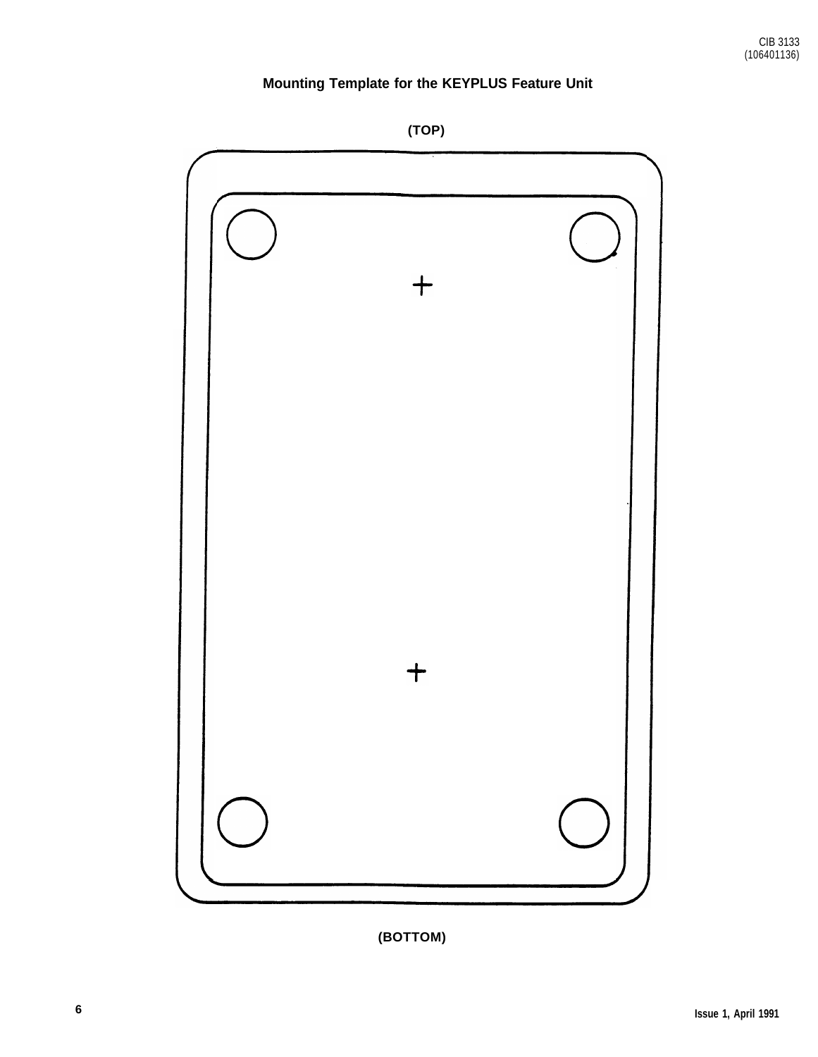**Mounting Template for the KEYPLUS Feature Unit**

(TOP)

(BOTTOM)